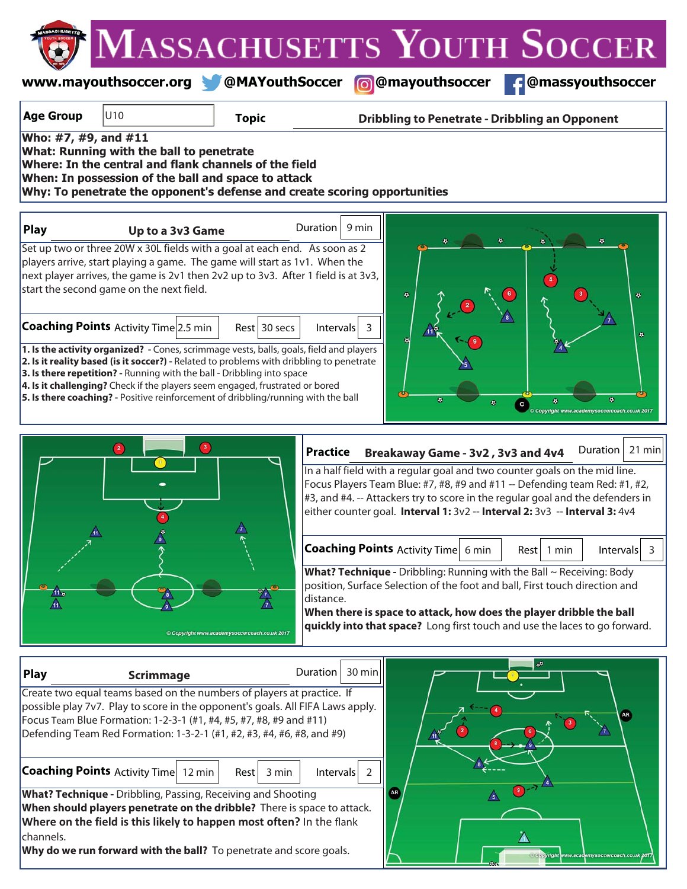# Massachusetts Youth Soccer

www.mayouthsoccer.org @MAYouthSoccer @mayouthsoccer @massyouthsoccer

| Age Group | U10 | Topic | Dribbling to Penetrate - Dribbling an Opponent |
|---|---|---|---|

**Who: #7, #9, and #11**
**What: Running with the ball to penetrate**
**Where: In the central and flank channels of the field**
**When: In possession of the ball and space to attack**
**Why: To penetrate the opponent's defense and create scoring opportunities**

## Play — Up to a 3v3 Game

Duration: 9 min

Set up two or three 20W x 30L fields with a goal at each end. As soon as 2 players arrive, start playing a game. The game will start as 1v1. When the next player arrives, the game is 2v1 then 2v2 up to 3v3. After 1 field is at 3v3, start the second game on the next field.

| Coaching Points | Activity Time | 2.5 min | Rest | 30 secs | Intervals | 3 |
|---|---|---|---|---|---|---|

1. **Is the activity organized?** - Cones, scrimmage vests, balls, goals, field and players
2. **Is it reality based (is it soccer?)** - Related to problems with dribbling to penetrate
3. **Is there repetition?** - Running with the ball - Dribbling into space
4. **Is it challenging?** Check if the players seem engaged, frustrated or bored
5. **Is there coaching?** - Positive reinforcement of dribbling/running with the ball

## Practice — Breakaway Game - 3v2 , 3v3 and 4v4

Duration: 21 min

In a half field with a regular goal and two counter goals on the mid line. Focus Players Team Blue: #7, #8, #9 and #11 -- Defending team Red: #1, #2, #3, and #4. -- Attackers try to score in the regular goal and the defenders in either counter goal. **Interval 1:** 3v2 -- **Interval 2:** 3v3 -- **Interval 3:** 4v4

| Coaching Points | Activity Time | 6 min | Rest | 1 min | Intervals | 3 |
|---|---|---|---|---|---|---|

**What? Technique -** Dribbling: Running with the Ball ~ Receiving: Body position, Surface Selection of the foot and ball, First touch direction and distance.

**When there is space to attack, how does the player dribble the ball quickly into that space?** Long first touch and use the laces to go forward.

## Play — Scrimmage

Duration: 30 min

Create two equal teams based on the numbers of players at practice. If possible play 7v7. Play to score in the opponent's goals. All FIFA Laws apply.
Focus Team Blue Formation: 1-2-3-1 (#1, #4, #5, #7, #8, #9 and #11)
Defending Team Red Formation: 1-3-2-1 (#1, #2, #3, #4, #6, #8, and #9)

| Coaching Points | Activity Time | 12 min | Rest | 3 min | Intervals | 2 |
|---|---|---|---|---|---|---|

**What? Technique -** Dribbling, Passing, Receiving and Shooting
**When should players penetrate on the dribble?** There is space to attack.
**Where on the field is this likely to happen most often?** In the flank channels.
**Why do we run forward with the ball?** To penetrate and score goals.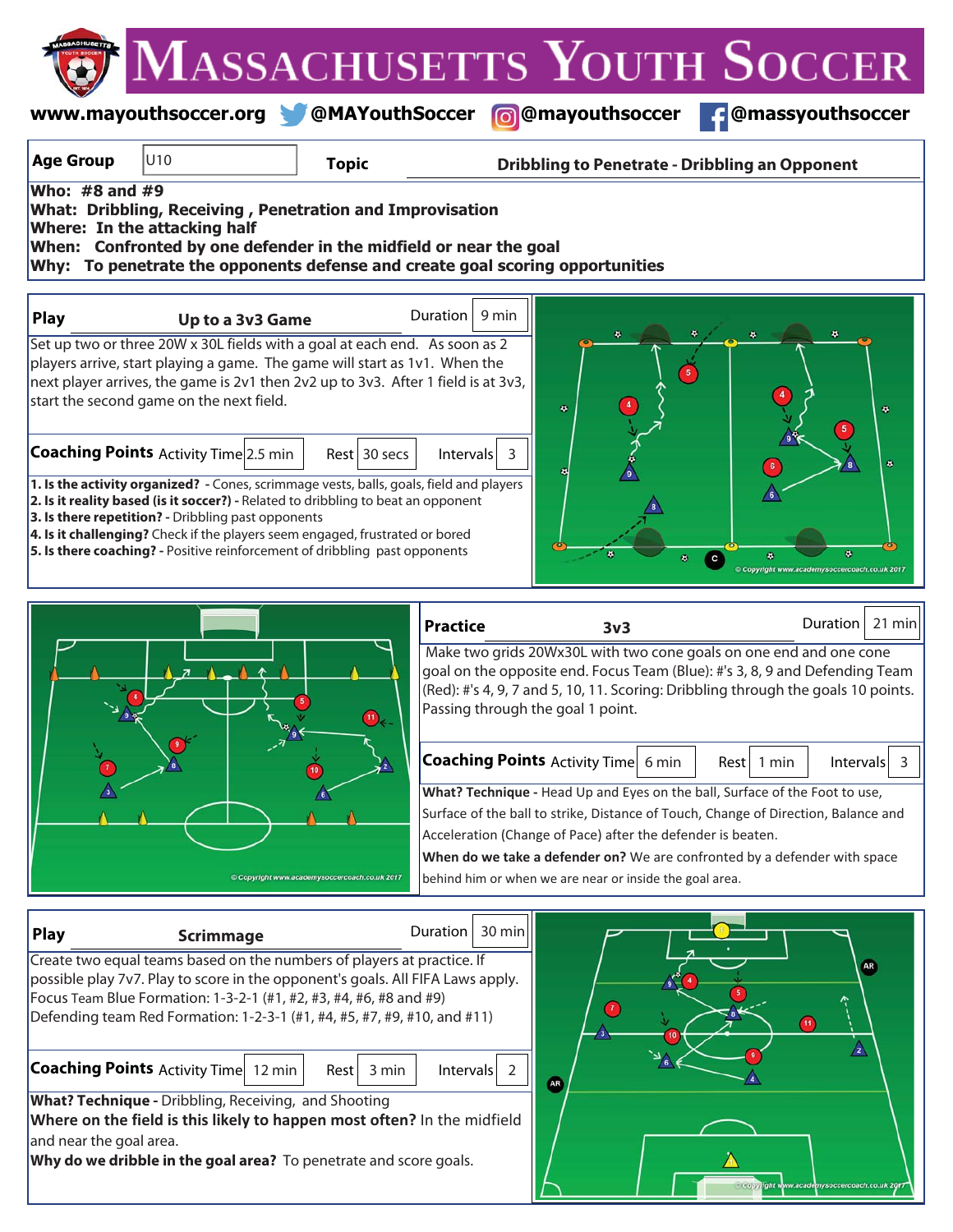# Massachusetts Youth Soccer

www.mayouthsoccer.org @MAYouthSoccer @mayouthsoccer @massyouthsoccer

| **Age Group** | U10 | **Topic** | **Dribbling to Penetrate - Dribbling an Opponent** |
|---|---|---|---|

**Who: #8 and #9**
**What: Dribbling, Receiving , Penetration and Improvisation**
**Where: In the attacking half**
**When: Confronted by one defender in the midfield or near the goal**
**Why: To penetrate the opponents defense and create goal scoring opportunities**

## Play — Up to a 3v3 Game

Duration: 9 min

Set up two or three 20W x 30L fields with a goal at each end. As soon as 2 players arrive, start playing a game. The game will start as 1v1. When the next player arrives, the game is 2v1 then 2v2 up to 3v3. After 1 field is at 3v3, start the second game on the next field.

**Coaching Points** Activity Time: 2.5 min | Rest: 30 secs | Intervals: 3

**1. Is the activity organized?** - Cones, scrimmage vests, balls, goals, field and players
**2. Is it reality based (is it soccer?)** - Related to dribbling to beat an opponent
**3. Is there repetition?** - Dribbling past opponents
**4. Is it challenging?** Check if the players seem engaged, frustrated or bored
**5. Is there coaching?** - Positive reinforcement of dribbling past opponents

© Copyright www.academysoccercoach.co.uk 2017

## Practice — 3v3

Duration: 21 min

Make two grids 20Wx30L with two cone goals on one end and one cone goal on the opposite end. Focus Team (Blue): #'s 3, 8, 9 and Defending Team (Red): #'s 4, 9, 7 and 5, 10, 11. Scoring: Dribbling through the goals 10 points. Passing through the goal 1 point.

**Coaching Points** Activity Time: 6 min | Rest: 1 min | Intervals: 3

**What? Technique** - Head Up and Eyes on the ball, Surface of the Foot to use, Surface of the ball to strike, Distance of Touch, Change of Direction, Balance and Acceleration (Change of Pace) after the defender is beaten.
**When do we take a defender on?** We are confronted by a defender with space behind him or when we are near or inside the goal area.

© Copyright www.academysoccercoach.co.uk 2017

## Play — Scrimmage

Duration: 30 min

Create two equal teams based on the numbers of players at practice. If possible play 7v7. Play to score in the opponent's goals. All FIFA Laws apply. Focus Team Blue Formation: 1-3-2-1 (#1, #2, #3, #4, #6, #8 and #9)
Defending team Red Formation: 1-2-3-1 (#1, #4, #5, #7, #9, #10, and #11)

**Coaching Points** Activity Time: 12 min | Rest: 3 min | Intervals: 2

**What? Technique** - Dribbling, Receiving, and Shooting
**Where on the field is this likely to happen most often?** In the midfield and near the goal area.
**Why do we dribble in the goal area?** To penetrate and score goals.

© Copyright www.academysoccercoach.co.uk 2017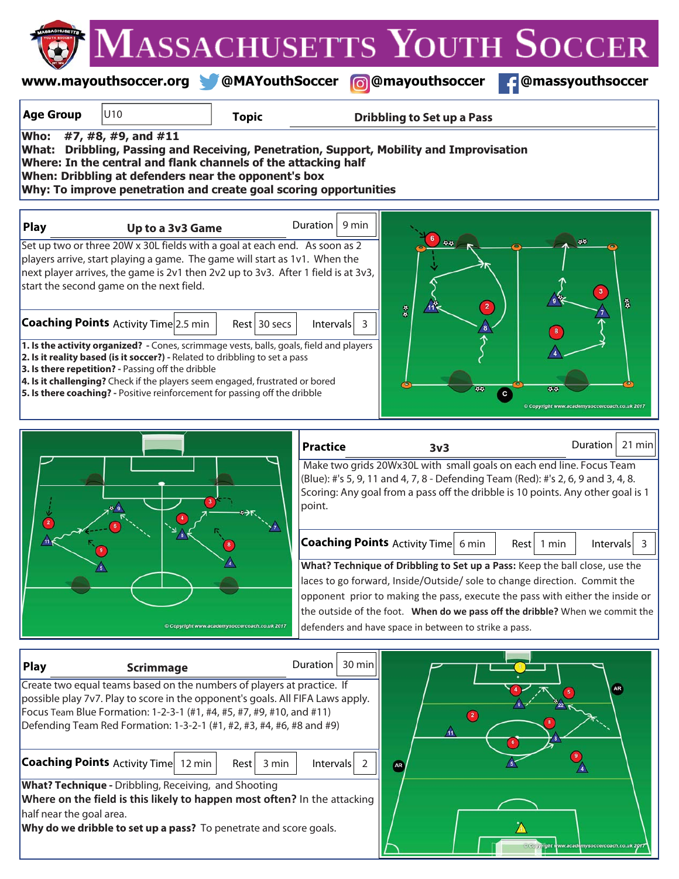# Massachusetts Youth Soccer

www.mayouthsoccer.org @MAYouthSoccer @mayouthsoccer @massyouthsoccer

| Age Group | U10 | Topic | Dribbling to Set up a Pass |
|---|---|---|---|

**Who: #7, #8, #9, and #11**
**What: Dribbling, Passing and Receiving, Penetration, Support, Mobility and Improvisation**
**Where: In the central and flank channels of the attacking half**
**When: Dribbling at defenders near the opponent's box**
**Why: To improve penetration and create goal scoring opportunities**

## Play — Up to a 3v3 Game

Duration: 9 min

Set up two or three 20W x 30L fields with a goal at each end. As soon as 2 players arrive, start playing a game. The game will start as 1v1. When the next player arrives, the game is 2v1 then 2v2 up to 3v3. After 1 field is at 3v3, start the second game on the next field.

**Coaching Points** — Activity Time: 2.5 min | Rest: 30 secs | Intervals: 3

1. **Is the activity organized?** - Cones, scrimmage vests, balls, goals, field and players
2. **Is it reality based (is it soccer?)** - Related to dribbling to set a pass
3. **Is there repetition?** - Passing off the dribble
4. **Is it challenging?** Check if the players seem engaged, frustrated or bored
5. **Is there coaching?** - Positive reinforcement for passing off the dribble

© Copyright www.academysoccercoach.co.uk 2017

## Practice — 3v3

Duration: 21 min

Make two grids 20Wx30L with small goals on each end line. Focus Team (Blue): #'s 5, 9, 11 and 4, 7, 8 - Defending Team (Red): #'s 2, 6, 9 and 3, 4, 8. Scoring: Any goal from a pass off the dribble is 10 points. Any other goal is 1 point.

**Coaching Points** — Activity Time: 6 min | Rest: 1 min | Intervals: 3

**What? Technique of Dribbling to Set up a Pass:** Keep the ball close, use the laces to go forward, Inside/Outside/ sole to change direction. Commit the opponent prior to making the pass, execute the pass with either the inside or the outside of the foot. **When do we pass off the dribble?** When we commit the defenders and have space in between to strike a pass.

© Copyright www.academysoccercoach.co.uk 2017

## Play — Scrimmage

Duration: 30 min

Create two equal teams based on the numbers of players at practice. If possible play 7v7. Play to score in the opponent's goals. All FIFA Laws apply. Focus Team Blue Formation: 1-2-3-1 (#1, #4, #5, #7, #9, #10, and #11)
Defending Team Red Formation: 1-3-2-1 (#1, #2, #3, #4, #6, #8 and #9)

**Coaching Points** — Activity Time: 12 min | Rest: 3 min | Intervals: 2

**What? Technique** - Dribbling, Receiving, and Shooting
**Where on the field is this likely to happen most often?** In the attacking half near the goal area.
**Why do we dribble to set up a pass?** To penetrate and score goals.

© Copyright www.academysoccercoach.co.uk 2017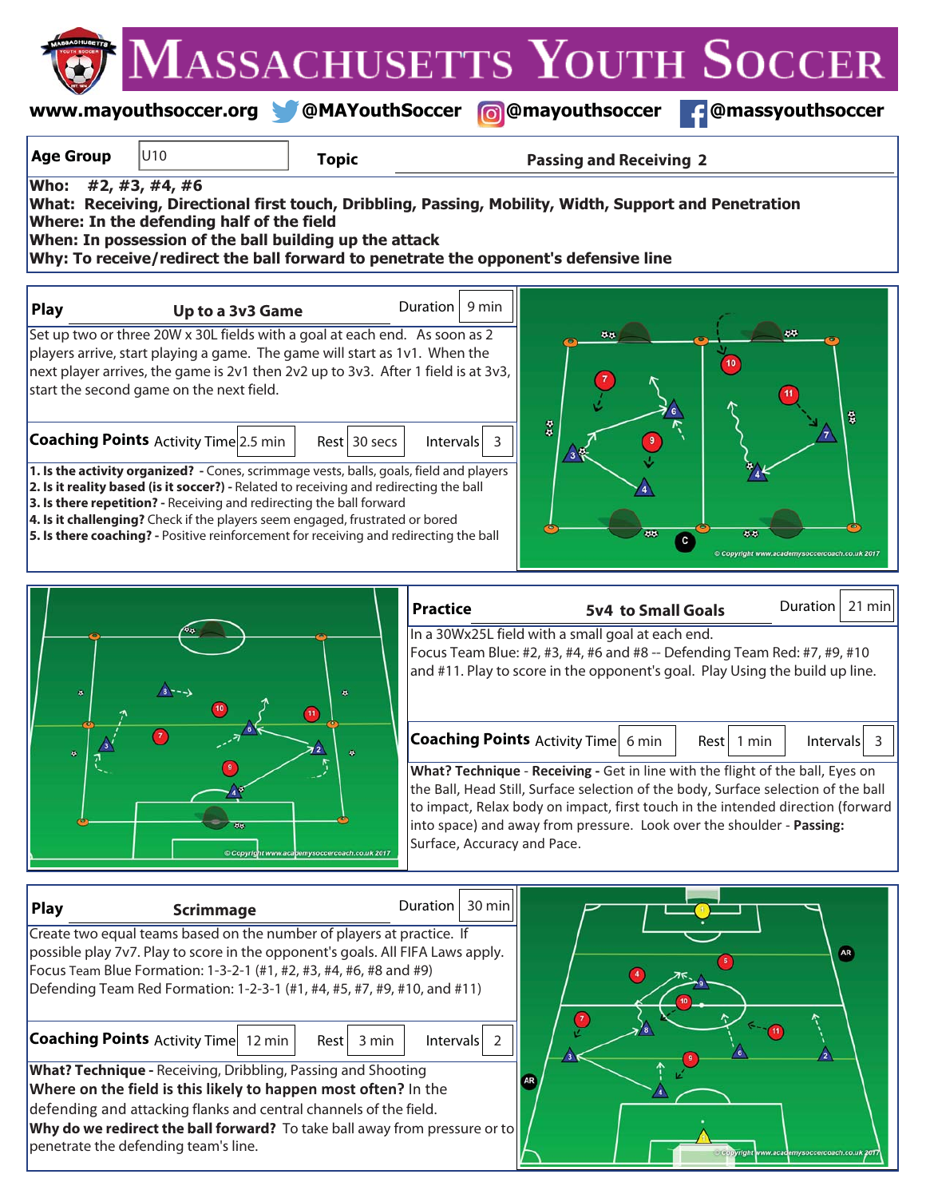# Massachusetts Youth Soccer

www.mayouthsoccer.org @MAYouthSoccer @mayouthsoccer @massyouthsoccer

| Age Group | U10 | Topic | Passing and Receiving 2 |
|---|---|---|---|

**Who: #2, #3, #4, #6**
**What: Receiving, Directional first touch, Dribbling, Passing, Mobility, Width, Support and Penetration**
**Where: In the defending half of the field**
**When: In possession of the ball building up the attack**
**Why: To receive/redirect the ball forward to penetrate the opponent's defensive line**

## Play — Up to a 3v3 Game

Duration: 9 min

Set up two or three 20W x 30L fields with a goal at each end. As soon as 2 players arrive, start playing a game. The game will start as 1v1. When the next player arrives, the game is 2v1 then 2v2 up to 3v3. After 1 field is at 3v3, start the second game on the next field.

**Coaching Points** Activity Time: 2.5 min | Rest: 30 secs | Intervals: 3

1. **Is the activity organized?** - Cones, scrimmage vests, balls, goals, field and players
2. **Is it reality based (is it soccer?)** - Related to receiving and redirecting the ball
3. **Is there repetition?** - Receiving and redirecting the ball forward
4. **Is it challenging?** Check if the players seem engaged, frustrated or bored
5. **Is there coaching?** - Positive reinforcement for receiving and redirecting the ball

© Copyright www.academysoccercoach.co.uk 2017

## Practice — 5v4 to Small Goals

Duration: 21 min

In a 30Wx25L field with a small goal at each end.
Focus Team Blue: #2, #3, #4, #6 and #8 -- Defending Team Red: #7, #9, #10 and #11. Play to score in the opponent's goal. Play Using the build up line.

**Coaching Points** Activity Time: 6 min | Rest: 1 min | Intervals: 3

**What? Technique** - **Receiving** - Get in line with the flight of the ball, Eyes on the Ball, Head Still, Surface selection of the body, Surface selection of the ball to impact, Relax body on impact, first touch in the intended direction (forward into space) and away from pressure. Look over the shoulder - **Passing:** Surface, Accuracy and Pace.

© Copyright www.academysoccercoach.co.uk 2017

## Play — Scrimmage

Duration: 30 min

Create two equal teams based on the number of players at practice. If possible play 7v7. Play to score in the opponent's goals. All FIFA Laws apply.
Focus Team Blue Formation: 1-3-2-1 (#1, #2, #3, #4, #6, #8 and #9)
Defending Team Red Formation: 1-2-3-1 (#1, #4, #5, #7, #9, #10, and #11)

**Coaching Points** Activity Time: 12 min | Rest: 3 min | Intervals: 2

**What? Technique** - Receiving, Dribbling, Passing and Shooting
**Where on the field is this likely to happen most often?** In the defending and attacking flanks and central channels of the field.
**Why do we redirect the ball forward?** To take ball away from pressure or to penetrate the defending team's line.

© Copyright www.academysoccercoach.co.uk 2017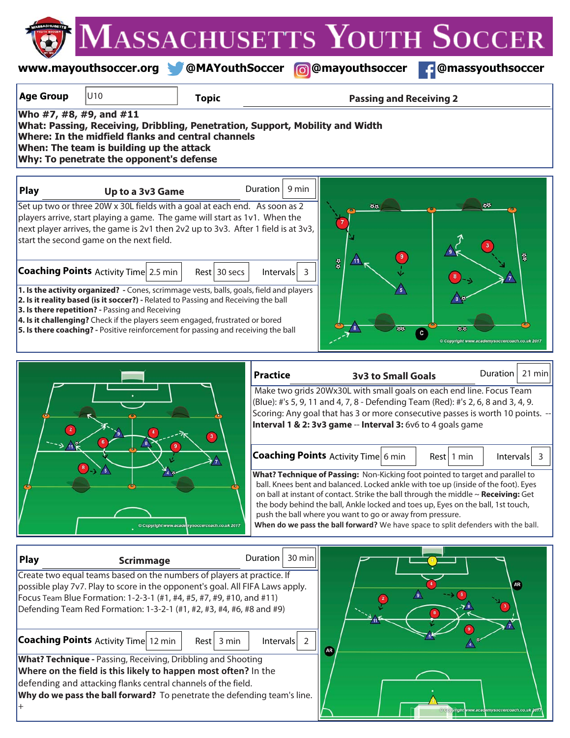# Massachusetts Youth Soccer

www.mayouthsoccer.org @MAYouthSoccer @mayouthsoccer @massyouthsoccer

| Age Group | U10 | Topic | Passing and Receiving 2 |
|---|---|---|---|

**Who #7, #8, #9, and #11**
**What: Passing, Receiving, Dribbling, Penetration, Support, Mobility and Width**
**Where: In the midfield flanks and central channels**
**When: The team is building up the attack**
**Why: To penetrate the opponent's defense**

## Play — Up to a 3v3 Game

Duration: 9 min

Set up two or three 20W x 30L fields with a goal at each end. As soon as 2 players arrive, start playing a game. The game will start as 1v1. When the next player arrives, the game is 2v1 then 2v2 up to 3v3. After 1 field is at 3v3, start the second game on the next field.

**Coaching Points** Activity Time: 2.5 min | Rest: 30 secs | Intervals: 3

1. **Is the activity organized?** - Cones, scrimmage vests, balls, goals, field and players
2. **Is it reality based (is it soccer?)** - Related to Passing and Receiving the ball
3. **Is there repetition?** - Passing and Receiving
4. **Is it challenging?** Check if the players seem engaged, frustrated or bored
5. **Is there coaching?** - Positive reinforcement for passing and receiving the ball

© Copyright www.academysoccercoach.co.uk 2017

## Practice — 3v3 to Small Goals

Duration: 21 min

Make two grids 20Wx30L with small goals on each end line. Focus Team (Blue): #'s 5, 9, 11 and 4, 7, 8 - Defending Team (Red): #'s 2, 6, 8 and 3, 4, 9. Scoring: Any goal that has 3 or more consecutive passes is worth 10 points. -- **Interval 1 & 2: 3v3 game** -- **Interval 3:** 6v6 to 4 goals game

**Coaching Points** Activity Time: 6 min | Rest: 1 min | Intervals: 3

**What? Technique of Passing:** Non-Kicking foot pointed to target and parallel to ball. Knees bent and balanced. Locked ankle with toe up (inside of the foot). Eyes on ball at instant of contact. Strike the ball through the middle ~ **Receiving:** Get the body behind the ball, Ankle locked and toes up, Eyes on the ball, 1st touch, push the ball where you want to go or away from pressure.
**When do we pass the ball forward?** We have space to split defenders with the ball.

© Copyright www.academysoccercoach.co.uk 2017

## Play — Scrimmage

Duration: 30 min

Create two equal teams based on the numbers of players at practice. If possible play 7v7. Play to score in the opponent's goal. All FIFA Laws apply.
Focus Team Blue Formation: 1-2-3-1 (#1, #4, #5, #7, #9, #10, and #11)
Defending Team Red Formation: 1-3-2-1 (#1, #2, #3, #4, #6, #8 and #9)

**Coaching Points** Activity Time: 12 min | Rest: 3 min | Intervals: 2

**What? Technique** - Passing, Receiving, Dribbling and Shooting
**Where on the field is this likely to happen most often?** In the defending and attacking flanks central channels of the field.
**Why do we pass the ball forward?** To penetrate the defending team's line.
+

© Copyright www.academysoccercoach.co.uk 2017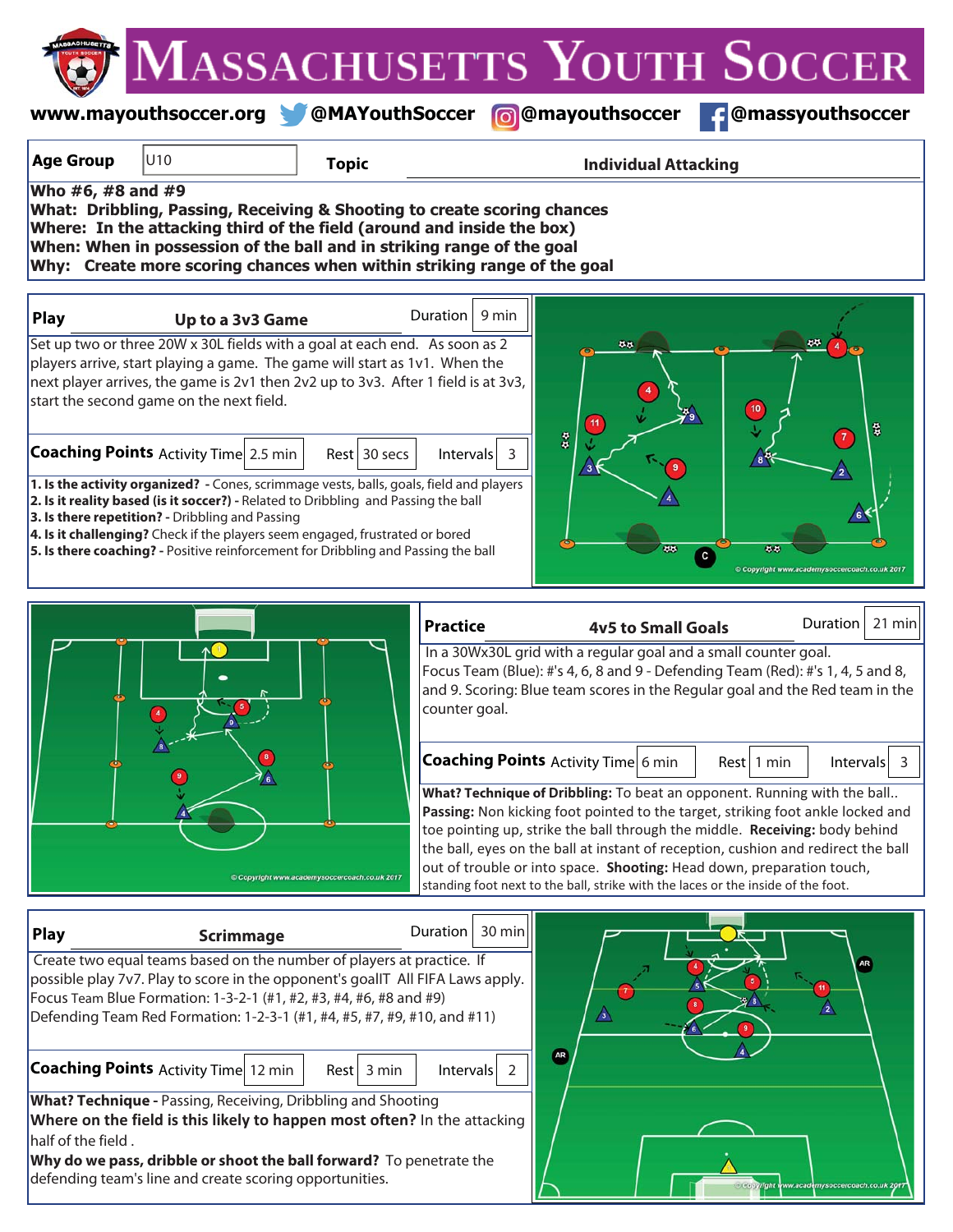# Massachusetts Youth Soccer

www.mayouthsoccer.org @MAYouthSoccer @mayouthsoccer @massyouthsoccer

| Age Group | U10 | Topic | Individual Attacking |
|---|---|---|---|

**Who #6, #8 and #9**
**What: Dribbling, Passing, Receiving & Shooting to create scoring chances**
**Where: In the attacking third of the field (around and inside the box)**
**When: When in possession of the ball and in striking range of the goal**
**Why: Create more scoring chances when within striking range of the goal**

## Play — Up to a 3v3 Game

Duration: 9 min

Set up two or three 20W x 30L fields with a goal at each end. As soon as 2 players arrive, start playing a game. The game will start as 1v1. When the next player arrives, the game is 2v1 then 2v2 up to 3v3. After 1 field is at 3v3, start the second game on the next field.

**Coaching Points** Activity Time: 2.5 min | Rest: 30 secs | Intervals: 3

1. **Is the activity organized?** - Cones, scrimmage vests, balls, goals, field and players
2. **Is it reality based (is it soccer?)** - Related to Dribbling and Passing the ball
3. **Is there repetition?** - Dribbling and Passing
4. **Is it challenging?** Check if the players seem engaged, frustrated or bored
5. **Is there coaching?** - Positive reinforcement for Dribbling and Passing the ball

© Copyright www.academysoccercoach.co.uk 2017

## Practice — 4v5 to Small Goals

Duration: 21 min

In a 30Wx30L grid with a regular goal and a small counter goal. Focus Team (Blue): #'s 4, 6, 8 and 9 - Defending Team (Red): #'s 1, 4, 5 and 8, and 9. Scoring: Blue team scores in the Regular goal and the Red team in the counter goal.

**Coaching Points** Activity Time: 6 min | Rest: 1 min | Intervals: 3

**What? Technique of Dribbling:** To beat an opponent. Running with the ball.. **Passing:** Non kicking foot pointed to the target, striking foot ankle locked and toe pointing up, strike the ball through the middle. **Receiving:** body behind the ball, eyes on the ball at instant of reception, cushion and redirect the ball out of trouble or into space. **Shooting:** Head down, preparation touch, standing foot next to the ball, strike with the laces or the inside of the foot.

© Copyright www.academysoccercoach.co.uk 2017

## Play — Scrimmage

Duration: 30 min

Create two equal teams based on the number of players at practice. If possible play 7v7. Play to score in the opponent's goalIT All FIFA Laws apply.
Focus Team Blue Formation: 1-3-2-1 (#1, #2, #3, #4, #6, #8 and #9)
Defending Team Red Formation: 1-2-3-1 (#1, #4, #5, #7, #9, #10, and #11)

**Coaching Points** Activity Time: 12 min | Rest: 3 min | Intervals: 2

**What? Technique** - Passing, Receiving, Dribbling and Shooting
**Where on the field is this likely to happen most often?** In the attacking half of the field .
**Why do we pass, dribble or shoot the ball forward?** To penetrate the defending team's line and create scoring opportunities.

© Copyright www.academysoccercoach.co.uk 2017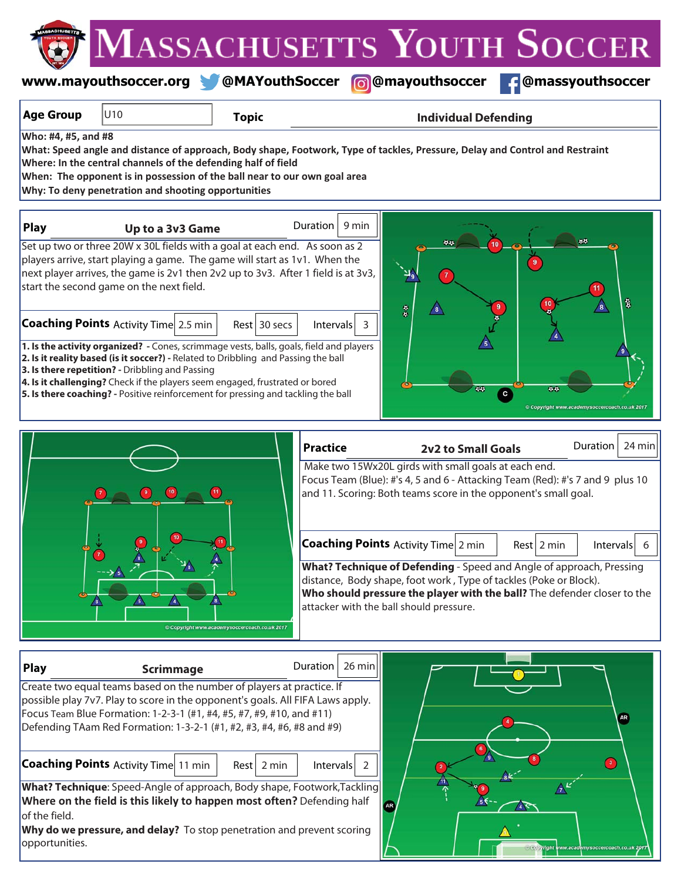# Massachusetts Youth Soccer

www.mayouthsoccer.org @MAYouthSoccer @mayouthsoccer @massyouthsoccer

| Age Group | U10 | Topic | Individual Defending |
|---|---|---|---|

**Who: #4, #5, and #8**
**What: Speed angle and distance of approach, Body shape, Footwork, Type of tackles, Pressure, Delay and Control and Restraint**
**Where: In the central channels of the defending half of field**
**When: The opponent is in possession of the ball near to our own goal area**
**Why: To deny penetration and shooting opportunities**

## Play — Up to a 3v3 Game

Duration: 9 min

Set up two or three 20W x 30L fields with a goal at each end. As soon as 2 players arrive, start playing a game. The game will start as 1v1. When the next player arrives, the game is 2v1 then 2v2 up to 3v3. After 1 field is at 3v3, start the second game on the next field.

**Coaching Points** Activity Time: 2.5 min | Rest: 30 secs | Intervals: 3

1. **Is the activity organized?** - Cones, scrimmage vests, balls, goals, field and players
2. **Is it reality based (is it soccer?)** - Related to Dribbling and Passing the ball
3. **Is there repetition?** - Dribbling and Passing
4. **Is it challenging?** Check if the players seem engaged, frustrated or bored
5. **Is there coaching?** - Positive reinforcement for pressing and tackling the ball

© Copyright www.academysoccercoach.co.uk 2017

## Practice — 2v2 to Small Goals

Duration: 24 min

Make two 15Wx20L girds with small goals at each end.
Focus Team (Blue): #'s 4, 5 and 6 - Attacking Team (Red): #'s 7 and 9 plus 10 and 11. Scoring: Both teams score in the opponent's small goal.

**Coaching Points** Activity Time: 2 min | Rest: 2 min | Intervals: 6

**What? Technique of Defending** - Speed and Angle of approach, Pressing distance, Body shape, foot work , Type of tackles (Poke or Block).
**Who should pressure the player with the ball?** The defender closer to the attacker with the ball should pressure.

© Copyright www.academysoccercoach.co.uk 2017

## Play — Scrimmage

Duration: 26 min

Create two equal teams based on the number of players at practice. If possible play 7v7. Play to score in the opponent's goals. All FIFA Laws apply.
Focus Team Blue Formation: 1-2-3-1 (#1, #4, #5, #7, #9, #10, and #11)
Defending TAam Red Formation: 1-3-2-1 (#1, #2, #3, #4, #6, #8 and #9)

**Coaching Points** Activity Time: 11 min | Rest: 2 min | Intervals: 2

**What? Technique**: Speed-Angle of approach, Body shape, Footwork,Tackling
**Where on the field is this likely to happen most often?** Defending half of the field.
**Why do we pressure, and delay?** To stop penetration and prevent scoring opportunities.

© Copyright www.academysoccercoach.co.uk 2017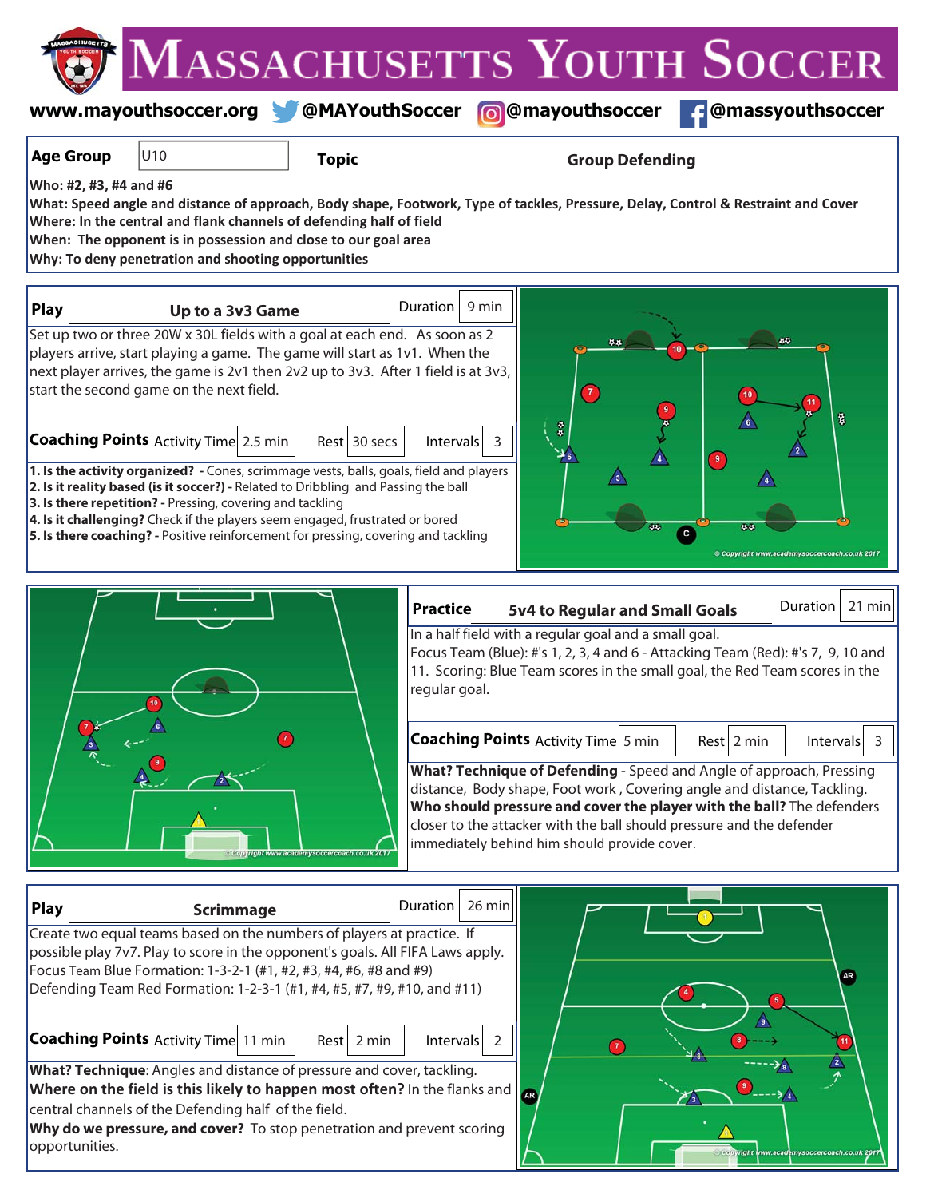# Massachusetts Youth Soccer

www.mayouthsoccer.org @MAYouthSoccer @mayouthsoccer @massyouthsoccer

| Age Group | U10 | Topic | Group Defending |
|---|---|---|---|

**Who: #2, #3, #4 and #6**
**What: Speed angle and distance of approach, Body shape, Footwork, Type of tackles, Pressure, Delay, Control & Restraint and Cover**
**Where: In the central and flank channels of defending half of field**
**When: The opponent is in possession and close to our goal area**
**Why: To deny penetration and shooting opportunities**

## Play — Up to a 3v3 Game

Duration: 9 min

Set up two or three 20W x 30L fields with a goal at each end. As soon as 2 players arrive, start playing a game. The game will start as 1v1. When the next player arrives, the game is 2v1 then 2v2 up to 3v3. After 1 field is at 3v3, start the second game on the next field.

**Coaching Points** — Activity Time: 2.5 min | Rest: 30 secs | Intervals: 3

1. **Is the activity organized?** - Cones, scrimmage vests, balls, goals, field and players
2. **Is it reality based (is it soccer?)** - Related to Dribbling and Passing the ball
3. **Is there repetition?** - Pressing, covering and tackling
4. **Is it challenging?** Check if the players seem engaged, frustrated or bored
5. **Is there coaching?** - Positive reinforcement for pressing, covering and tackling

## Practice — 5v4 to Regular and Small Goals

Duration: 21 min

In a half field with a regular goal and a small goal.
Focus Team (Blue): #'s 1, 2, 3, 4 and 6 - Attacking Team (Red): #'s 7, 9, 10 and 11. Scoring: Blue Team scores in the small goal, the Red Team scores in the regular goal.

**Coaching Points** — Activity Time: 5 min | Rest: 2 min | Intervals: 3

**What? Technique of Defending** - Speed and Angle of approach, Pressing distance, Body shape, Foot work, Covering angle and distance, Tackling.
**Who should pressure and cover the player with the ball?** The defenders closer to the attacker with the ball should pressure and the defender immediately behind him should provide cover.

## Play — Scrimmage

Duration: 26 min

Create two equal teams based on the numbers of players at practice. If possible play 7v7. Play to score in the opponent's goals. All FIFA Laws apply.
Focus Team Blue Formation: 1-3-2-1 (#1, #2, #3, #4, #6, #8 and #9)
Defending Team Red Formation: 1-2-3-1 (#1, #4, #5, #7, #9, #10, and #11)

**Coaching Points** — Activity Time: 11 min | Rest: 2 min | Intervals: 2

**What? Technique**: Angles and distance of pressure and cover, tackling.
**Where on the field is this likely to happen most often?** In the flanks and central channels of the Defending half of the field.
**Why do we pressure, and cover?** To stop penetration and prevent scoring opportunities.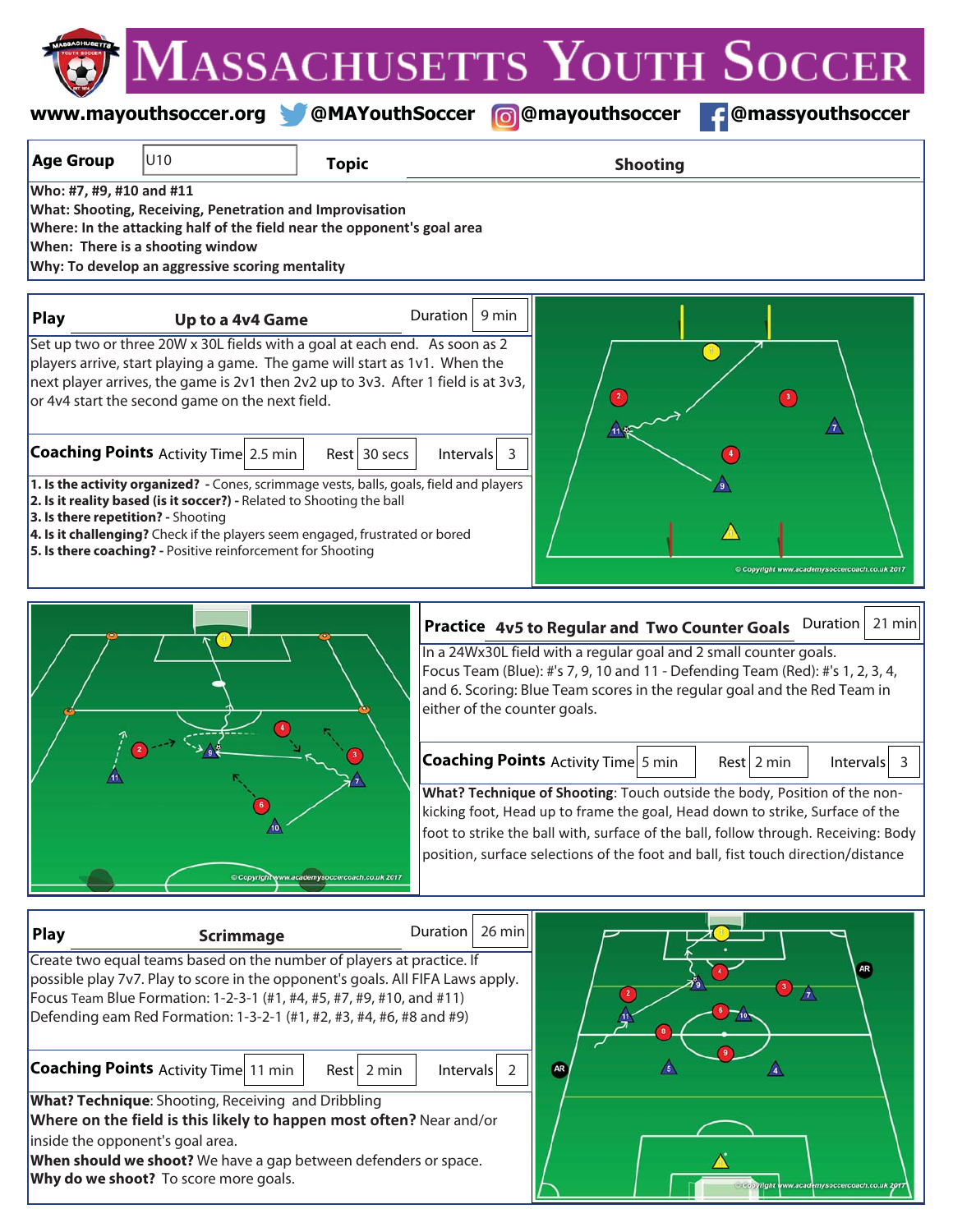# Massachusetts Youth Soccer

www.mayouthsoccer.org @MAYouthSoccer @mayouthsoccer @massyouthsoccer

| Age Group | U10 | Topic | Shooting |
|---|---|---|---|

**Who: #7, #9, #10 and #11**
**What: Shooting, Receiving, Penetration and Improvisation**
**Where: In the attacking half of the field near the opponent's goal area**
**When: There is a shooting window**
**Why: To develop an aggressive scoring mentality**

## Play — Up to a 4v4 Game

Duration: 9 min

Set up two or three 20W x 30L fields with a goal at each end. As soon as 2 players arrive, start playing a game. The game will start as 1v1. When the next player arrives, the game is 2v1 then 2v2 up to 3v3. After 1 field is at 3v3, or 4v4 start the second game on the next field.

**Coaching Points** Activity Time: 2.5 min | Rest: 30 secs | Intervals: 3

**1. Is the activity organized?** - Cones, scrimmage vests, balls, goals, field and players
**2. Is it reality based (is it soccer?)** - Related to Shooting the ball
**3. Is there repetition?** - Shooting
**4. Is it challenging?** Check if the players seem engaged, frustrated or bored
**5. Is there coaching?** - Positive reinforcement for Shooting

© Copyright www.academysoccercoach.co.uk 2017

## Practice — 4v5 to Regular and Two Counter Goals

Duration: 21 min

In a 24Wx30L field with a regular goal and 2 small counter goals.
Focus Team (Blue): #'s 7, 9, 10 and 11 - Defending Team (Red): #'s 1, 2, 3, 4, and 6. Scoring: Blue Team scores in the regular goal and the Red Team in either of the counter goals.

**Coaching Points** Activity Time: 5 min | Rest: 2 min | Intervals: 3

**What? Technique of Shooting**: Touch outside the body, Position of the non-kicking foot, Head up to frame the goal, Head down to strike, Surface of the foot to strike the ball with, surface of the ball, follow through. Receiving: Body position, surface selections of the foot and ball, fist touch direction/distance

© Copyright www.academysoccercoach.co.uk 2017

## Play — Scrimmage

Duration: 26 min

Create two equal teams based on the number of players at practice. If possible play 7v7. Play to score in the opponent's goals. All FIFA Laws apply.
Focus Team Blue Formation: 1-2-3-1 (#1, #4, #5, #7, #9, #10, and #11)
Defending eam Red Formation: 1-3-2-1 (#1, #2, #3, #4, #6, #8 and #9)

**Coaching Points** Activity Time: 11 min | Rest: 2 min | Intervals: 2

**What? Technique**: Shooting, Receiving and Dribbling
**Where on the field is this likely to happen most often?** Near and/or inside the opponent's goal area.
**When should we shoot?** We have a gap between defenders or space.
**Why do we shoot?** To score more goals.

© Copyright www.academysoccercoach.co.uk 2017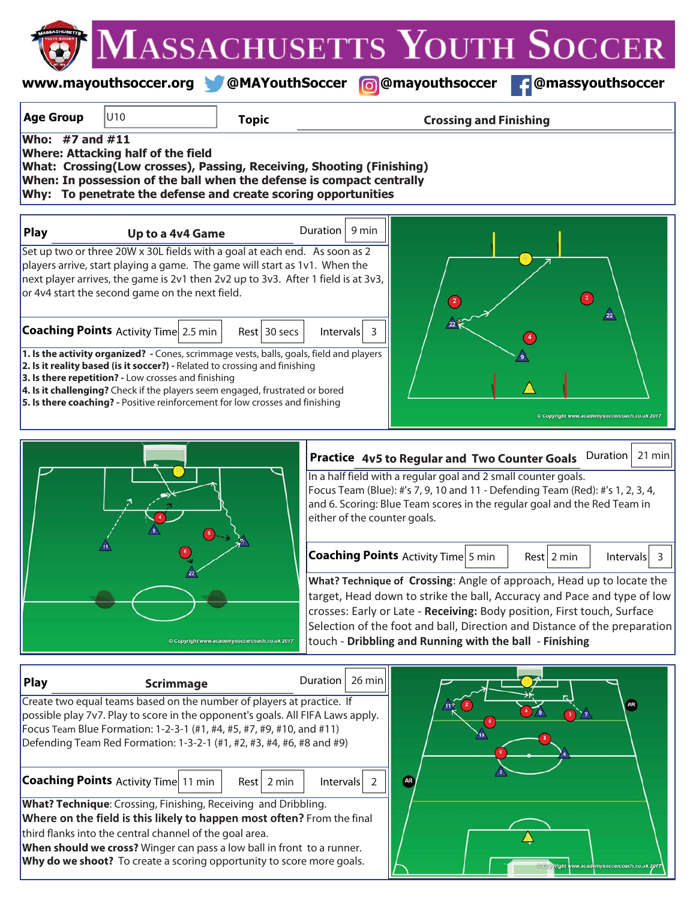# Massachusetts Youth Soccer

www.mayouthsoccer.org @MAYouthSoccer @mayouthsoccer @massyouthsoccer

| Age Group | U10 | Topic | Crossing and Finishing |
|---|---|---|---|

**Who: #7 and #11**
**Where: Attacking half of the field**
**What: Crossing(Low crosses), Passing, Receiving, Shooting (Finishing)**
**When: In possession of the ball when the defense is compact centrally**
**Why: To penetrate the defense and create scoring opportunities**

## Play — Up to a 4v4 Game

Duration: 9 min

Set up two or three 20W x 30L fields with a goal at each end. As soon as 2 players arrive, start playing a game. The game will start as 1v1. When the next player arrives, the game is 2v1 then 2v2 up to 3v3. After 1 field is at 3v3, or 4v4 start the second game on the next field.

**Coaching Points** — Activity Time: 2.5 min | Rest: 30 secs | Intervals: 3

1. **Is the activity organized?** - Cones, scrimmage vests, balls, goals, field and players
2. **Is it reality based (is it soccer?)** - Related to crossing and finishing
3. **Is there repetition?** - Low crosses and finishing
4. **Is it challenging?** Check if the players seem engaged, frustrated or bored
5. **Is there coaching?** - Positive reinforcement for low crosses and finishing

© Copyright www.academysoccercoach.co.uk 2017

## Practice — 4v5 to Regular and Two Counter Goals

Duration: 21 min

In a half field with a regular goal and 2 small counter goals.
Focus Team (Blue): #'s 7, 9, 10 and 11 - Defending Team (Red): #'s 1, 2, 3, 4, and 6. Scoring: Blue Team scores in the regular goal and the Red Team in either of the counter goals.

**Coaching Points** — Activity Time: 5 min | Rest: 2 min | Intervals: 3

**What? Technique of Crossing**: Angle of approach, Head up to locate the target, Head down to strike the ball, Accuracy and Pace and type of low crosses: Early or Late - **Receiving:** Body position, First touch, Surface Selection of the foot and ball, Direction and Distance of the preparation touch - **Dribbling and Running with the ball** - **Finishing**

© Copyright www.academysoccercoach.co.uk 2017

## Play — Scrimmage

Duration: 26 min

Create two equal teams based on the number of players at practice. If possible play 7v7. Play to score in the opponent's goals. All FIFA Laws apply.
Focus Team Blue Formation: 1-2-3-1 (#1, #4, #5, #7, #9, #10, and #11)
Defending Team Red Formation: 1-3-2-1 (#1, #2, #3, #4, #6, #8 and #9)

**Coaching Points** — Activity Time: 11 min | Rest: 2 min | Intervals: 2

**What? Technique**: Crossing, Finishing, Receiving and Dribbling.
**Where on the field is this likely to happen most often?** From the final third flanks into the central channel of the goal area.
**When should we cross?** Winger can pass a low ball in front to a runner.
**Why do we shoot?** To create a scoring opportunity to score more goals.

© Copyright www.academysoccercoach.co.uk 2017